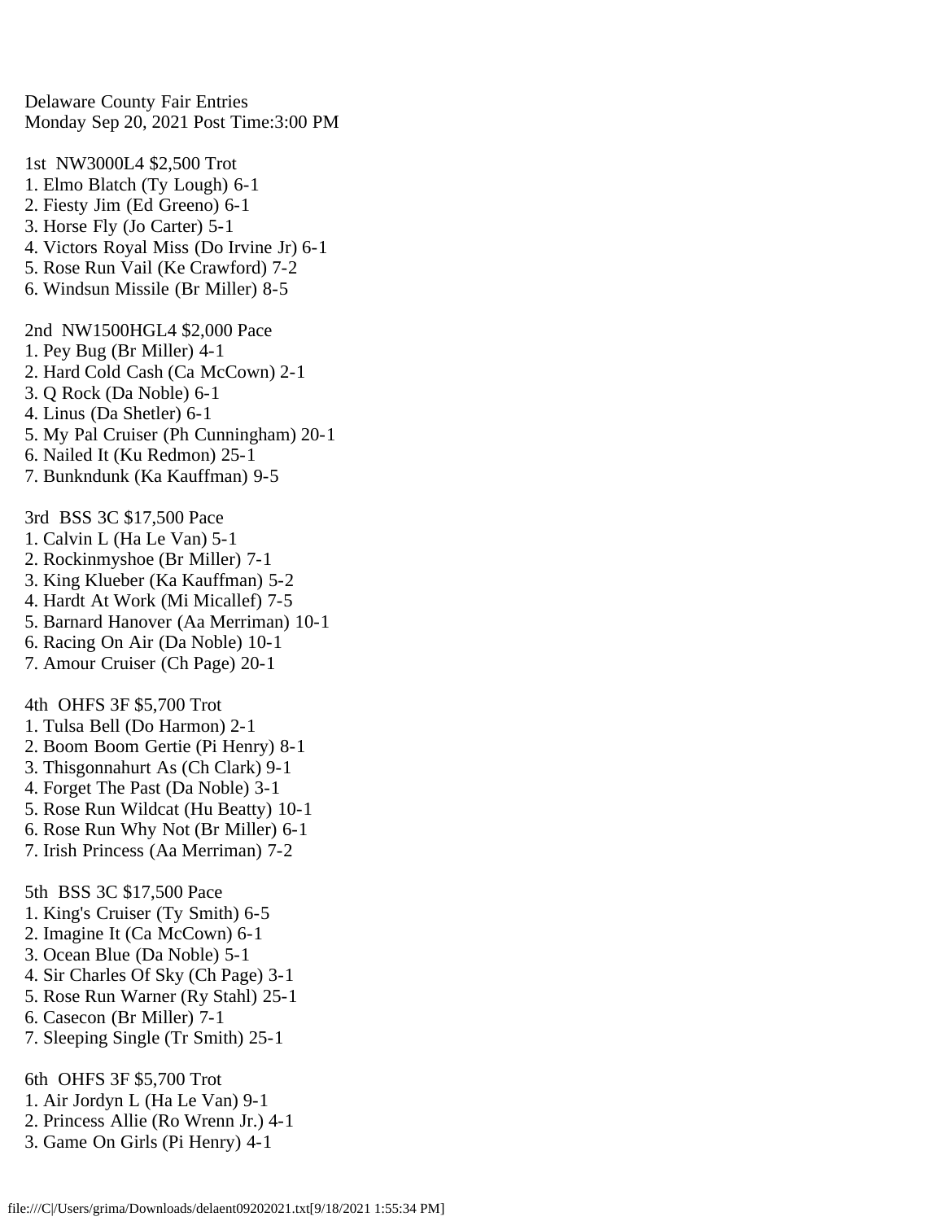Delaware County Fair Entries
Monday Sep 20, 2021 Post Time:3:00 PM

1st NW3000L4 $2,500 Trot
1. Elmo Blatch (Ty Lough) 6-1
2. Fiesty Jim (Ed Greeno) 6-1
3. Horse Fly (Jo Carter) 5-1
4. Victors Royal Miss (Do Irvine Jr) 6-1
5. Rose Run Vail (Ke Crawford) 7-2
6. Windsun Missile (Br Miller) 8-5

2nd NW1500HGL4 $2,000 Pace
1. Pey Bug (Br Miller) 4-1
2. Hard Cold Cash (Ca McCown) 2-1
3. Q Rock (Da Noble) 6-1
4. Linus (Da Shetler) 6-1
5. My Pal Cruiser (Ph Cunningham) 20-1
6. Nailed It (Ku Redmon) 25-1
7. Bunkndunk (Ka Kauffman) 9-5

3rd BSS 3C $17,500 Pace
1. Calvin L (Ha Le Van) 5-1
2. Rockinmyshoe (Br Miller) 7-1
3. King Klueber (Ka Kauffman) 5-2
4. Hardt At Work (Mi Micallef) 7-5
5. Barnard Hanover (Aa Merriman) 10-1
6. Racing On Air (Da Noble) 10-1
7. Amour Cruiser (Ch Page) 20-1

4th OHFS 3F $5,700 Trot
1. Tulsa Bell (Do Harmon) 2-1
2. Boom Boom Gertie (Pi Henry) 8-1
3. Thisgonnahurt As (Ch Clark) 9-1
4. Forget The Past (Da Noble) 3-1
5. Rose Run Wildcat (Hu Beatty) 10-1
6. Rose Run Why Not (Br Miller) 6-1
7. Irish Princess (Aa Merriman) 7-2

5th BSS 3C $17,500 Pace
1. King's Cruiser (Ty Smith) 6-5
2. Imagine It (Ca McCown) 6-1
3. Ocean Blue (Da Noble) 5-1
4. Sir Charles Of Sky (Ch Page) 3-1
5. Rose Run Warner (Ry Stahl) 25-1
6. Casecon (Br Miller) 7-1
7. Sleeping Single (Tr Smith) 25-1

6th OHFS 3F $5,700 Trot
1. Air Jordyn L (Ha Le Van) 9-1
2. Princess Allie (Ro Wrenn Jr.) 4-1
3. Game On Girls (Pi Henry) 4-1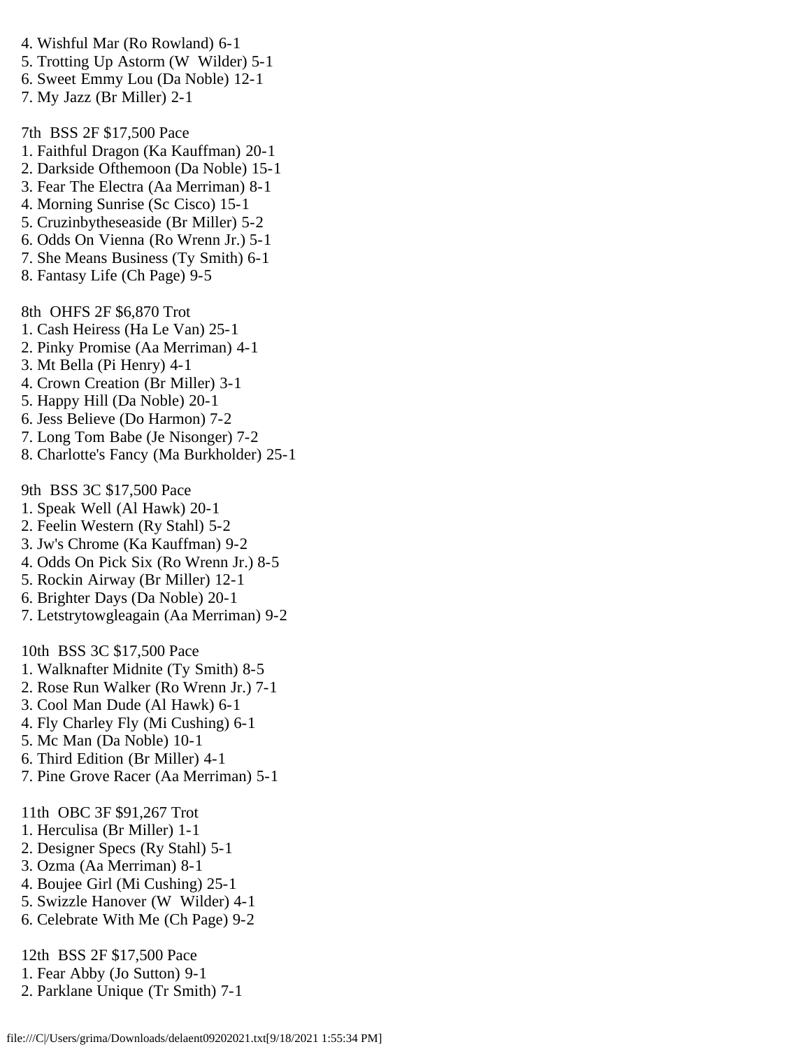4. Wishful Mar (Ro Rowland) 6-1
5. Trotting Up Astorm (W  Wilder) 5-1
6. Sweet Emmy Lou (Da Noble) 12-1
7. My Jazz (Br Miller) 2-1

7th  BSS 2F $17,500 Pace
1. Faithful Dragon (Ka Kauffman) 20-1
2. Darkside Ofthemoon (Da Noble) 15-1
3. Fear The Electra (Aa Merriman) 8-1
4. Morning Sunrise (Sc Cisco) 15-1
5. Cruzinbytheseaside (Br Miller) 5-2
6. Odds On Vienna (Ro Wrenn Jr.) 5-1
7. She Means Business (Ty Smith) 6-1
8. Fantasy Life (Ch Page) 9-5

8th  OHFS 2F $6,870 Trot
1. Cash Heiress (Ha Le Van) 25-1
2. Pinky Promise (Aa Merriman) 4-1
3. Mt Bella (Pi Henry) 4-1
4. Crown Creation (Br Miller) 3-1
5. Happy Hill (Da Noble) 20-1
6. Jess Believe (Do Harmon) 7-2
7. Long Tom Babe (Je Nisonger) 7-2
8. Charlotte's Fancy (Ma Burkholder) 25-1

9th  BSS 3C $17,500 Pace
1. Speak Well (Al Hawk) 20-1
2. Feelin Western (Ry Stahl) 5-2
3. Jw's Chrome (Ka Kauffman) 9-2
4. Odds On Pick Six (Ro Wrenn Jr.) 8-5
5. Rockin Airway (Br Miller) 12-1
6. Brighter Days (Da Noble) 20-1
7. Letstrytowgleagain (Aa Merriman) 9-2

10th  BSS 3C $17,500 Pace
1. Walknafter Midnite (Ty Smith) 8-5
2. Rose Run Walker (Ro Wrenn Jr.) 7-1
3. Cool Man Dude (Al Hawk) 6-1
4. Fly Charley Fly (Mi Cushing) 6-1
5. Mc Man (Da Noble) 10-1
6. Third Edition (Br Miller) 4-1
7. Pine Grove Racer (Aa Merriman) 5-1

11th  OBC 3F $91,267 Trot
1. Herculisa (Br Miller) 1-1
2. Designer Specs (Ry Stahl) 5-1
3. Ozma (Aa Merriman) 8-1
4. Boujee Girl (Mi Cushing) 25-1
5. Swizzle Hanover (W  Wilder) 4-1
6. Celebrate With Me (Ch Page) 9-2

12th  BSS 2F $17,500 Pace
1. Fear Abby (Jo Sutton) 9-1
2. Parklane Unique (Tr Smith) 7-1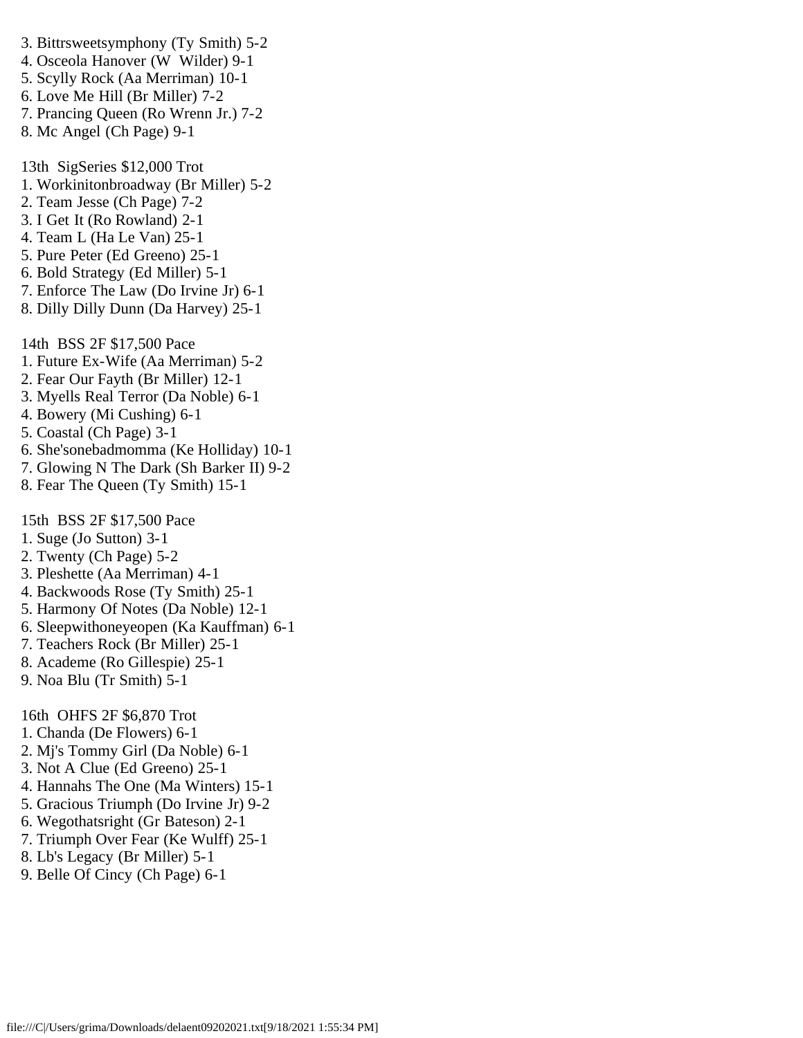3. Bittrsweetsymphony (Ty Smith) 5-2
4. Osceola Hanover (W  Wilder) 9-1
5. Scylly Rock (Aa Merriman) 10-1
6. Love Me Hill (Br Miller) 7-2
7. Prancing Queen (Ro Wrenn Jr.) 7-2
8. Mc Angel (Ch Page) 9-1

13th  SigSeries $12,000 Trot
1. Workinitonbroadway (Br Miller) 5-2
2. Team Jesse (Ch Page) 7-2
3. I Get It (Ro Rowland) 2-1
4. Team L (Ha Le Van) 25-1
5. Pure Peter (Ed Greeno) 25-1
6. Bold Strategy (Ed Miller) 5-1
7. Enforce The Law (Do Irvine Jr) 6-1
8. Dilly Dilly Dunn (Da Harvey) 25-1

14th  BSS 2F $17,500 Pace
1. Future Ex-Wife (Aa Merriman) 5-2
2. Fear Our Fayth (Br Miller) 12-1
3. Myells Real Terror (Da Noble) 6-1
4. Bowery (Mi Cushing) 6-1
5. Coastal (Ch Page) 3-1
6. She'sonebadmomma (Ke Holliday) 10-1
7. Glowing N The Dark (Sh Barker II) 9-2
8. Fear The Queen (Ty Smith) 15-1

15th  BSS 2F $17,500 Pace
1. Suge (Jo Sutton) 3-1
2. Twenty (Ch Page) 5-2
3. Pleshette (Aa Merriman) 4-1
4. Backwoods Rose (Ty Smith) 25-1
5. Harmony Of Notes (Da Noble) 12-1
6. Sleepwithoneyeopen (Ka Kauffman) 6-1
7. Teachers Rock (Br Miller) 25-1
8. Academe (Ro Gillespie) 25-1
9. Noa Blu (Tr Smith) 5-1

16th  OHFS 2F $6,870 Trot
1. Chanda (De Flowers) 6-1
2. Mj's Tommy Girl (Da Noble) 6-1
3. Not A Clue (Ed Greeno) 25-1
4. Hannahs The One (Ma Winters) 15-1
5. Gracious Triumph (Do Irvine Jr) 9-2
6. Wegothatsright (Gr Bateson) 2-1
7. Triumph Over Fear (Ke Wulff) 25-1
8. Lb's Legacy (Br Miller) 5-1
9. Belle Of Cincy (Ch Page) 6-1